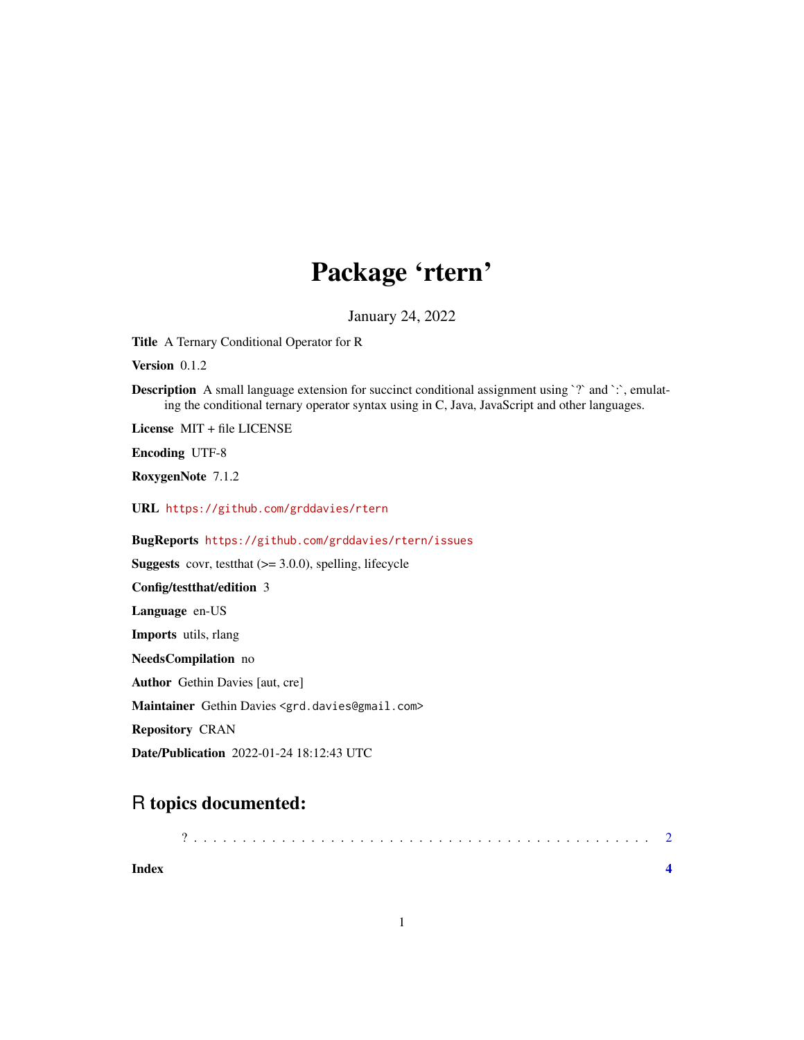# Package 'rtern'

January 24, 2022

**Title** A Ternary Conditional Operator for R

**Version** 0.1.2

**Description** A small language extension for succinct conditional assignment using `?` and `:`, emulating the conditional ternary operator syntax using in C, Java, JavaScript and other languages.

**License** MIT + file LICENSE

**Encoding** UTF-8

**RoxygenNote** 7.1.2

**URL** https://github.com/grddavies/rtern

**BugReports** https://github.com/grddavies/rtern/issues

**Suggests** covr, testthat (>= 3.0.0), spelling, lifecycle

**Config/testthat/edition** 3

**Language** en-US

**Imports** utils, rlang

**NeedsCompilation** no

**Author** Gethin Davies [aut, cre]

**Maintainer** Gethin Davies <grd.davies@gmail.com>

**Repository** CRAN

**Date/Publication** 2022-01-24 18:12:43 UTC

## R topics documented:

? . . . . . . . . . . . . . . . . . . . . . . . . . . . . . . . . . . . . . . . . . . . . . 2

**Index** **4**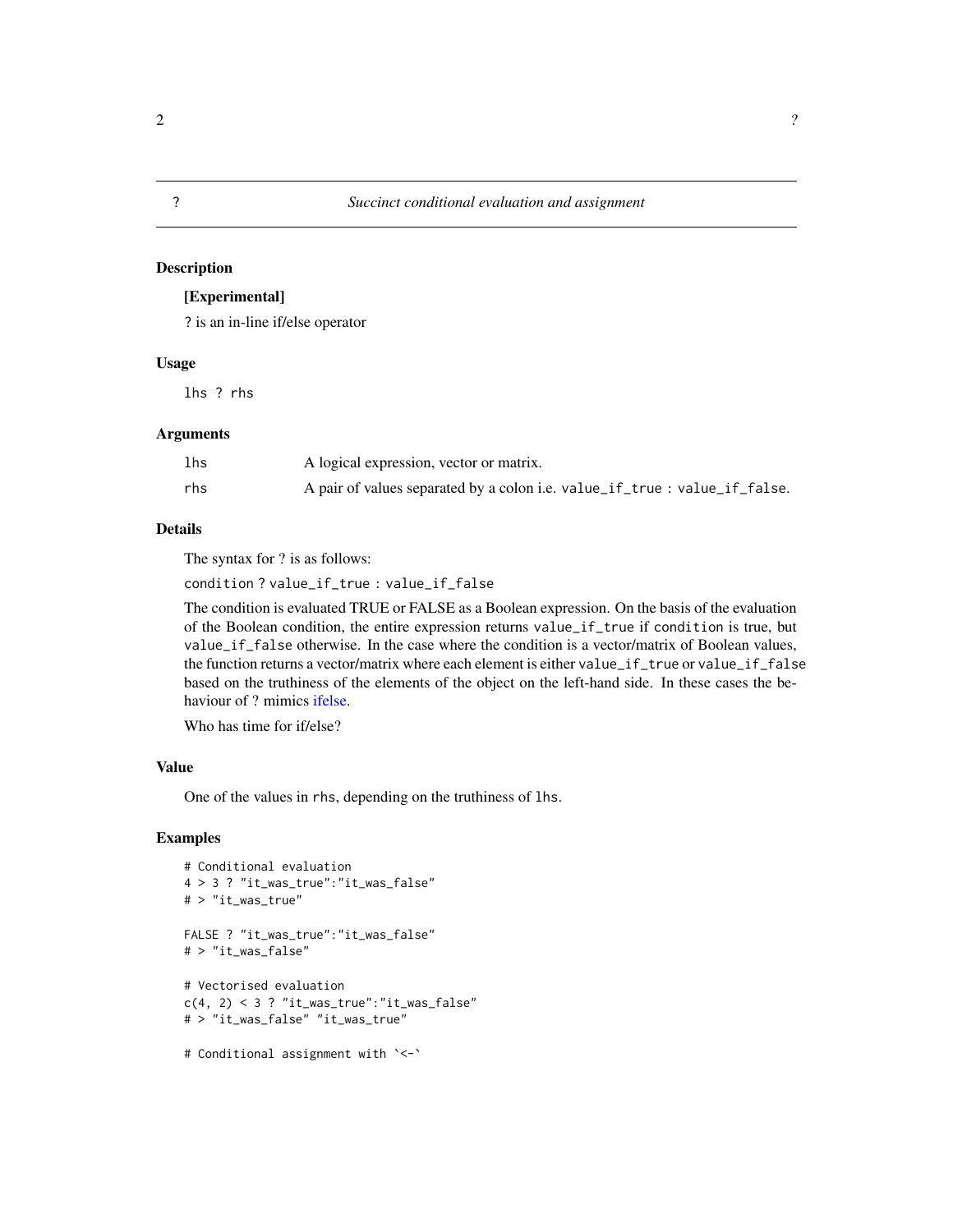## ? Succinct conditional evaluation and assignment

### Description

**[Experimental]**

? is an in-line if/else operator

### Usage

```
lhs ? rhs
```

### Arguments

| | |
|---|---|
| `lhs` | A logical expression, vector or matrix. |
| `rhs` | A pair of values separated by a colon i.e. `value_if_true : value_if_false`. |

### Details

The syntax for ? is as follows:

`condition ? value_if_true : value_if_false`

The condition is evaluated TRUE or FALSE as a Boolean expression. On the basis of the evaluation of the Boolean condition, the entire expression returns `value_if_true` if `condition` is true, but `value_if_false` otherwise. In the case where the condition is a vector/matrix of Boolean values, the function returns a vector/matrix where each element is either `value_if_true` or `value_if_false` based on the truthiness of the elements of the object on the left-hand side. In these cases the behaviour of ? mimics ifelse.

Who has time for if/else?

### Value

One of the values in `rhs`, depending on the truthiness of `lhs`.

### Examples

```
# Conditional evaluation
4 > 3 ? "it_was_true":"it_was_false"
# > "it_was_true"

FALSE ? "it_was_true":"it_was_false"
# > "it_was_false"

# Vectorised evaluation
c(4, 2) < 3 ? "it_was_true":"it_was_false"
# > "it_was_false" "it_was_true"

# Conditional assignment with `<-`
```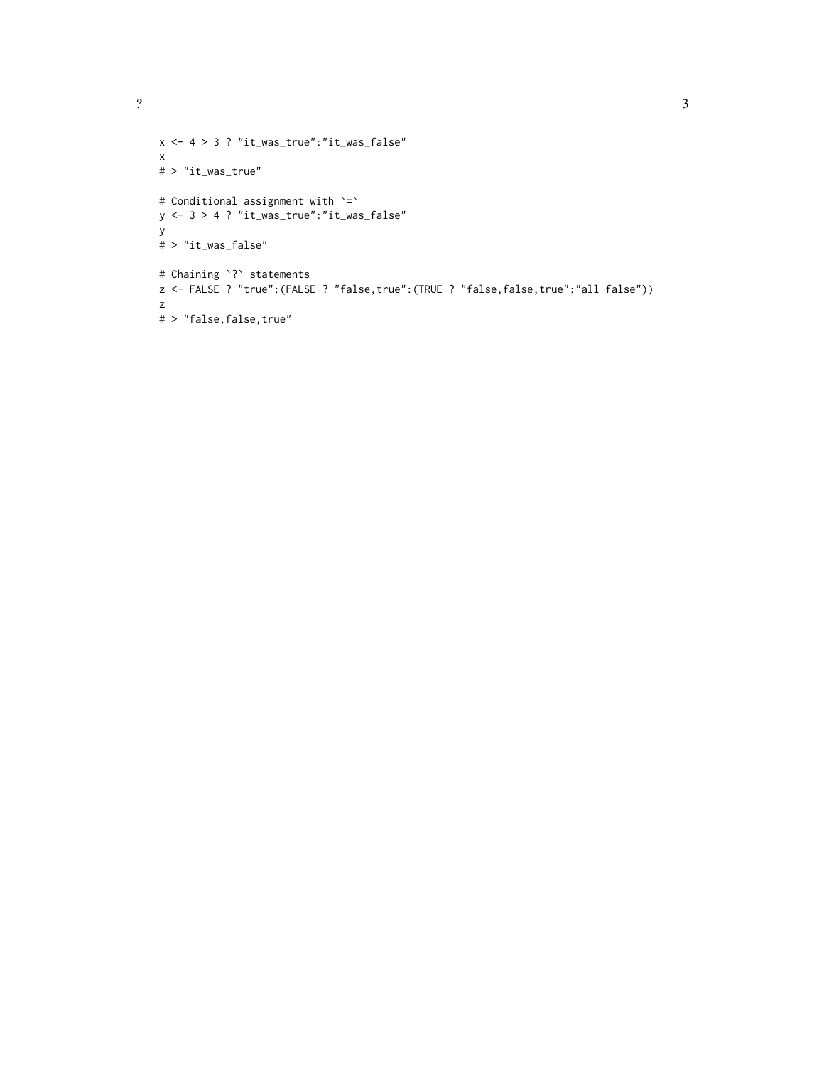```
x <- 4 > 3 ? "it_was_true":"it_was_false"
x
# > "it_was_true"

# Conditional assignment with `=`
y <- 3 > 4 ? "it_was_true":"it_was_false"
y
# > "it_was_false"

# Chaining `?` statements
z <- FALSE ? "true":(FALSE ? "false,true":(TRUE ? "false,false,true":"all false"))
z
# > "false,false,true"
```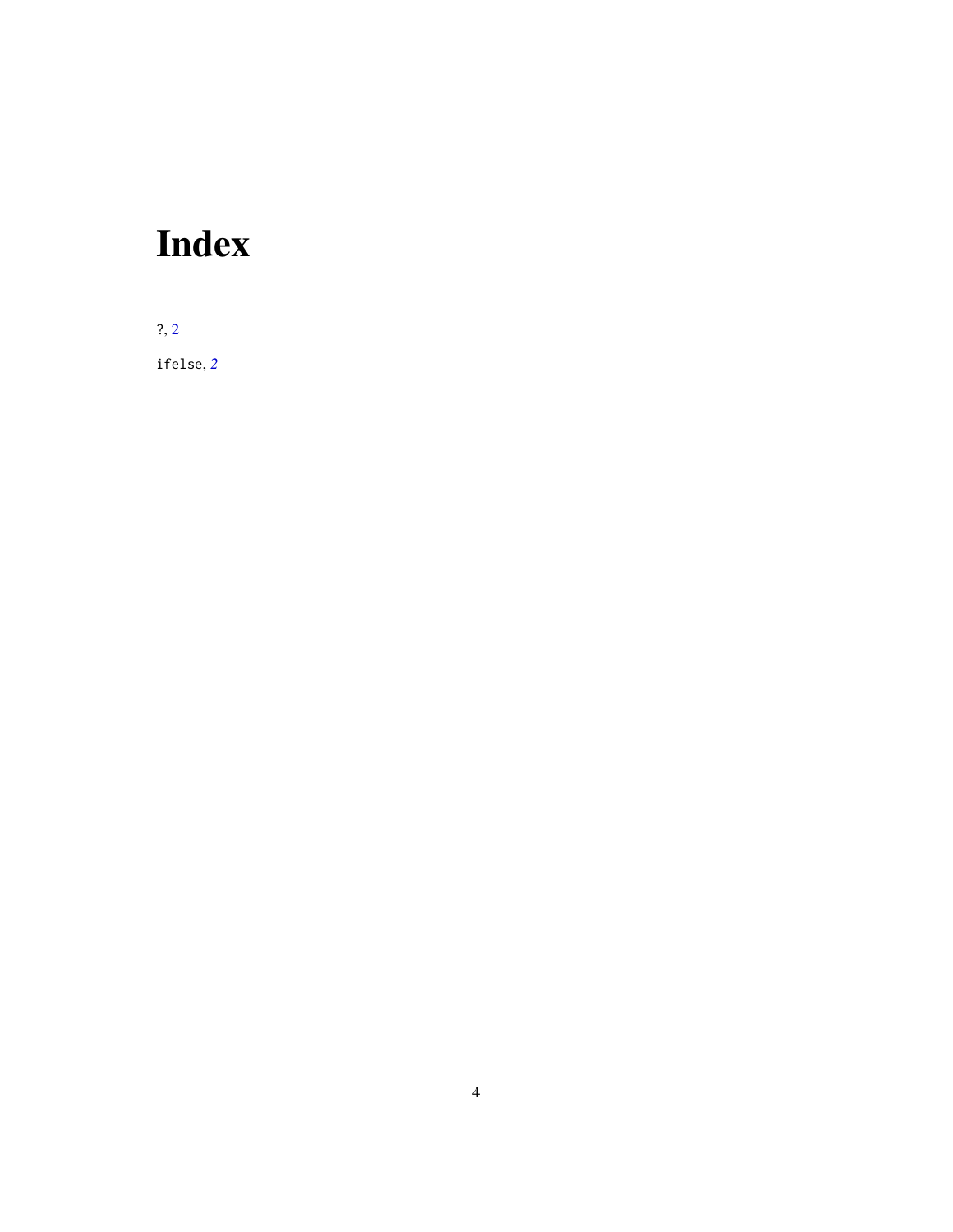# Index

?, 2

ifelse, *2*